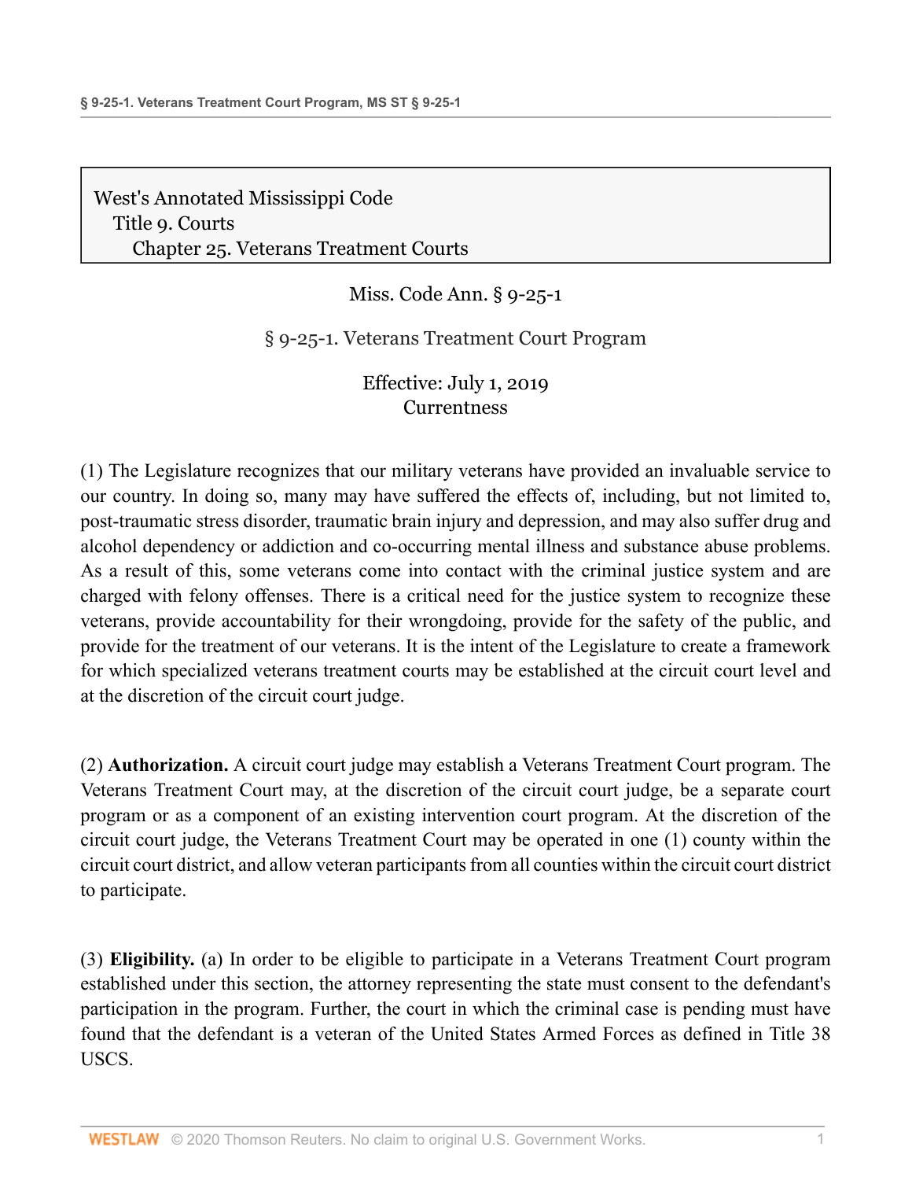West's Annotated Mississippi Code
Title 9. Courts
Chapter 25. Veterans Treatment Courts

Miss. Code Ann. § 9-25-1

# § 9-25-1. Veterans Treatment Court Program

Effective: July 1, 2019
Currentness

(1) The Legislature recognizes that our military veterans have provided an invaluable service to our country. In doing so, many may have suffered the effects of, including, but not limited to, post-traumatic stress disorder, traumatic brain injury and depression, and may also suffer drug and alcohol dependency or addiction and co-occurring mental illness and substance abuse problems. As a result of this, some veterans come into contact with the criminal justice system and are charged with felony offenses. There is a critical need for the justice system to recognize these veterans, provide accountability for their wrongdoing, provide for the safety of the public, and provide for the treatment of our veterans. It is the intent of the Legislature to create a framework for which specialized veterans treatment courts may be established at the circuit court level and at the discretion of the circuit court judge.

(2) **Authorization.** A circuit court judge may establish a Veterans Treatment Court program. The Veterans Treatment Court may, at the discretion of the circuit court judge, be a separate court program or as a component of an existing intervention court program. At the discretion of the circuit court judge, the Veterans Treatment Court may be operated in one (1) county within the circuit court district, and allow veteran participants from all counties within the circuit court district to participate.

(3) **Eligibility.** (a) In order to be eligible to participate in a Veterans Treatment Court program established under this section, the attorney representing the state must consent to the defendant's participation in the program. Further, the court in which the criminal case is pending must have found that the defendant is a veteran of the United States Armed Forces as defined in Title 38 USCS.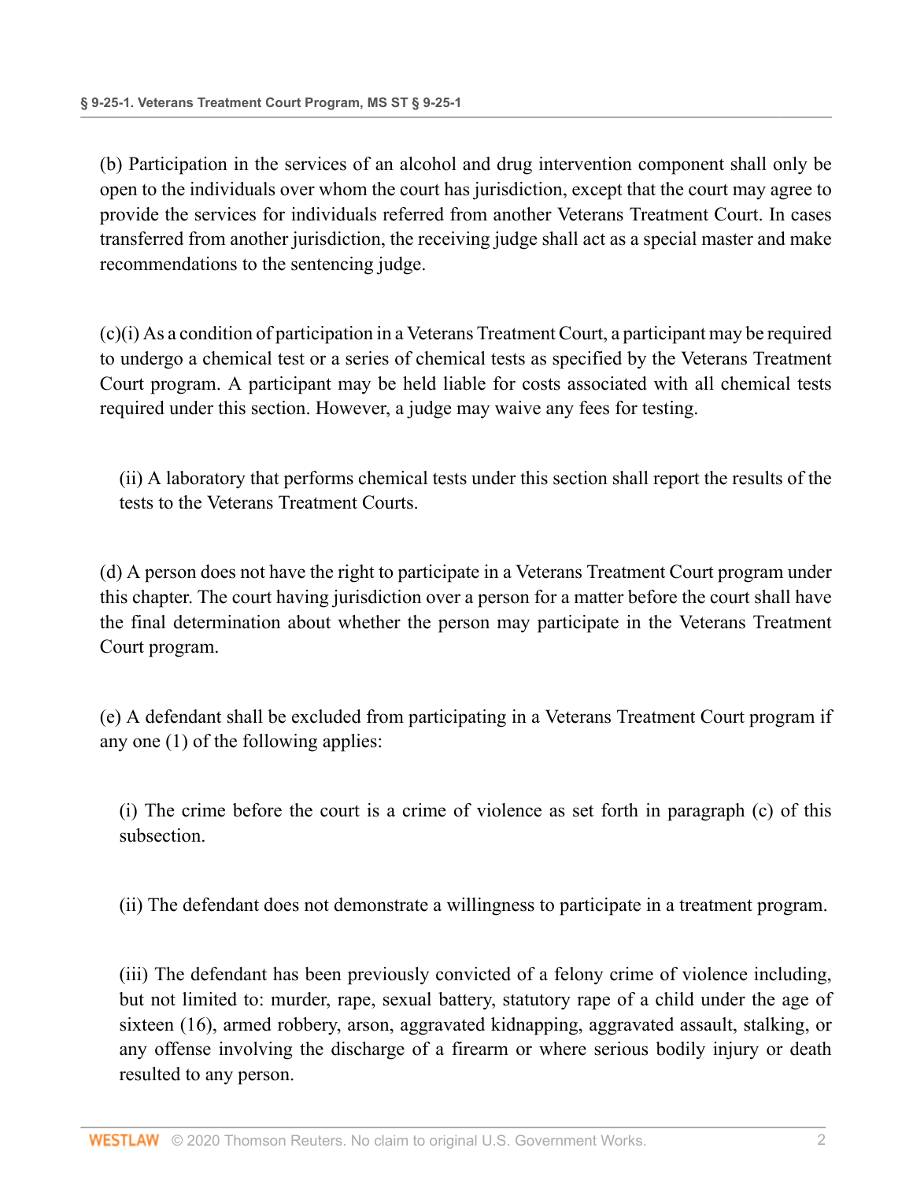(b) Participation in the services of an alcohol and drug intervention component shall only be open to the individuals over whom the court has jurisdiction, except that the court may agree to provide the services for individuals referred from another Veterans Treatment Court. In cases transferred from another jurisdiction, the receiving judge shall act as a special master and make recommendations to the sentencing judge.

(c)(i) As a condition of participation in a Veterans Treatment Court, a participant may be required to undergo a chemical test or a series of chemical tests as specified by the Veterans Treatment Court program. A participant may be held liable for costs associated with all chemical tests required under this section. However, a judge may waive any fees for testing.

(ii) A laboratory that performs chemical tests under this section shall report the results of the tests to the Veterans Treatment Courts.

(d) A person does not have the right to participate in a Veterans Treatment Court program under this chapter. The court having jurisdiction over a person for a matter before the court shall have the final determination about whether the person may participate in the Veterans Treatment Court program.

(e) A defendant shall be excluded from participating in a Veterans Treatment Court program if any one (1) of the following applies:

(i) The crime before the court is a crime of violence as set forth in paragraph (c) of this subsection.

(ii) The defendant does not demonstrate a willingness to participate in a treatment program.

(iii) The defendant has been previously convicted of a felony crime of violence including, but not limited to: murder, rape, sexual battery, statutory rape of a child under the age of sixteen (16), armed robbery, arson, aggravated kidnapping, aggravated assault, stalking, or any offense involving the discharge of a firearm or where serious bodily injury or death resulted to any person.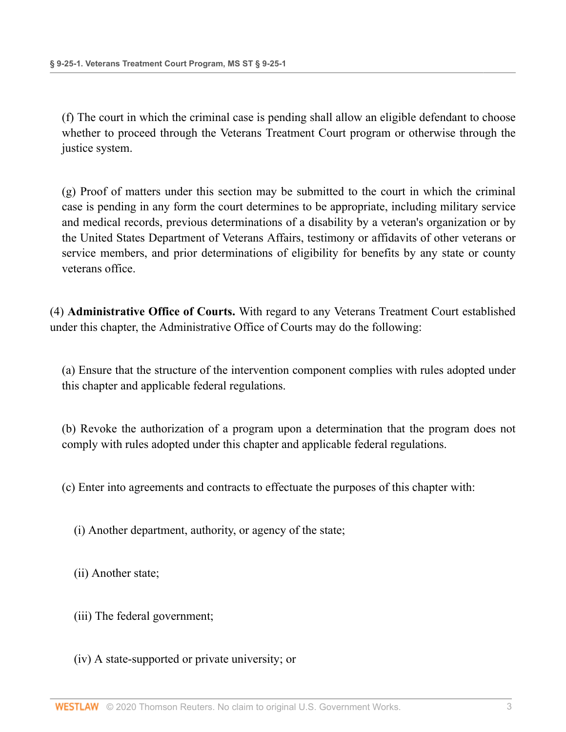(f) The court in which the criminal case is pending shall allow an eligible defendant to choose whether to proceed through the Veterans Treatment Court program or otherwise through the justice system.

(g) Proof of matters under this section may be submitted to the court in which the criminal case is pending in any form the court determines to be appropriate, including military service and medical records, previous determinations of a disability by a veteran's organization or by the United States Department of Veterans Affairs, testimony or affidavits of other veterans or service members, and prior determinations of eligibility for benefits by any state or county veterans office.

(4) **Administrative Office of Courts.** With regard to any Veterans Treatment Court established under this chapter, the Administrative Office of Courts may do the following:

(a) Ensure that the structure of the intervention component complies with rules adopted under this chapter and applicable federal regulations.

(b) Revoke the authorization of a program upon a determination that the program does not comply with rules adopted under this chapter and applicable federal regulations.

(c) Enter into agreements and contracts to effectuate the purposes of this chapter with:

(i) Another department, authority, or agency of the state;

(ii) Another state;

(iii) The federal government;

(iv) A state-supported or private university; or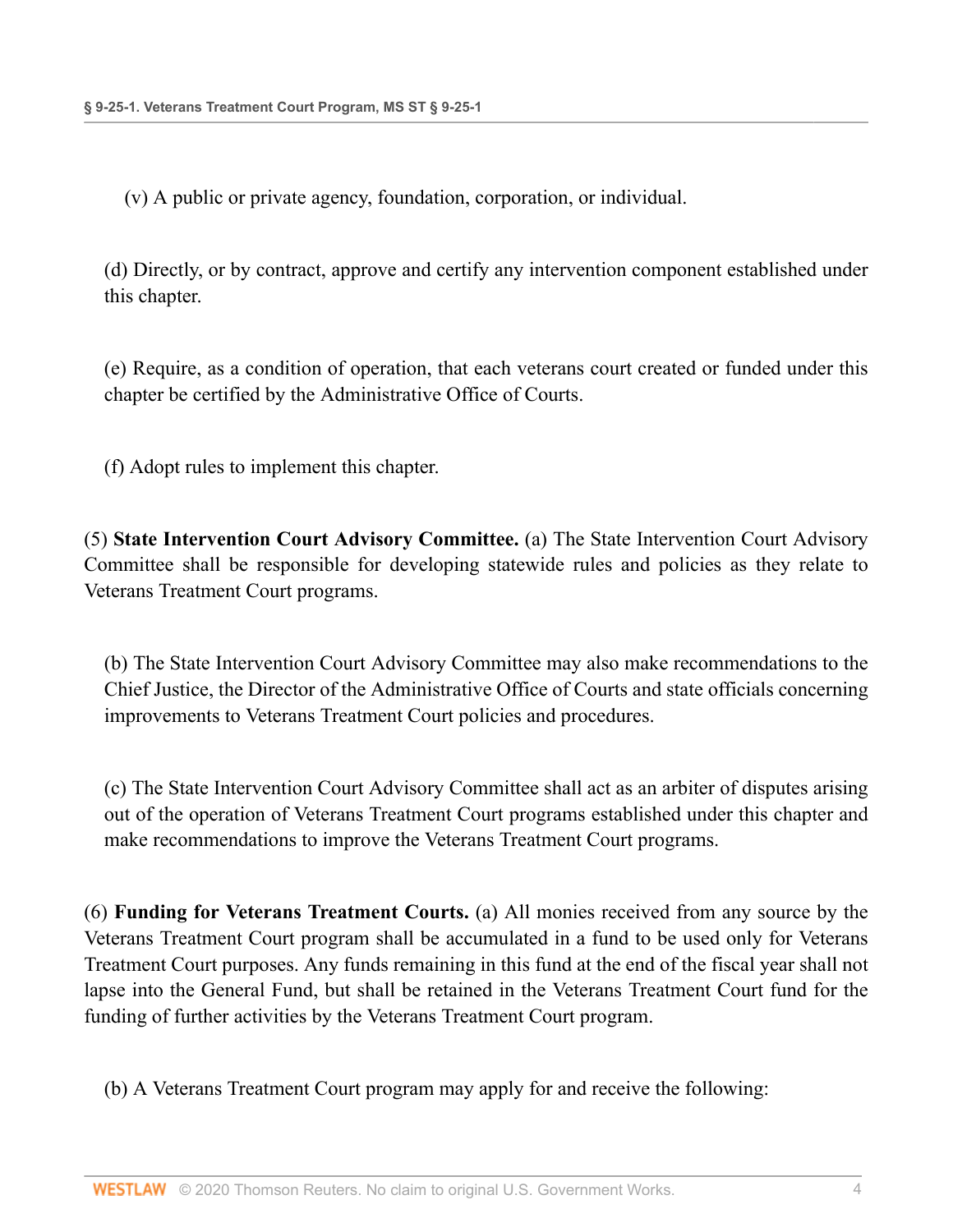(v) A public or private agency, foundation, corporation, or individual.

(d) Directly, or by contract, approve and certify any intervention component established under this chapter.

(e) Require, as a condition of operation, that each veterans court created or funded under this chapter be certified by the Administrative Office of Courts.

(f) Adopt rules to implement this chapter.

(5) **State Intervention Court Advisory Committee.** (a) The State Intervention Court Advisory Committee shall be responsible for developing statewide rules and policies as they relate to Veterans Treatment Court programs.

(b) The State Intervention Court Advisory Committee may also make recommendations to the Chief Justice, the Director of the Administrative Office of Courts and state officials concerning improvements to Veterans Treatment Court policies and procedures.

(c) The State Intervention Court Advisory Committee shall act as an arbiter of disputes arising out of the operation of Veterans Treatment Court programs established under this chapter and make recommendations to improve the Veterans Treatment Court programs.

(6) **Funding for Veterans Treatment Courts.** (a) All monies received from any source by the Veterans Treatment Court program shall be accumulated in a fund to be used only for Veterans Treatment Court purposes. Any funds remaining in this fund at the end of the fiscal year shall not lapse into the General Fund, but shall be retained in the Veterans Treatment Court fund for the funding of further activities by the Veterans Treatment Court program.

(b) A Veterans Treatment Court program may apply for and receive the following: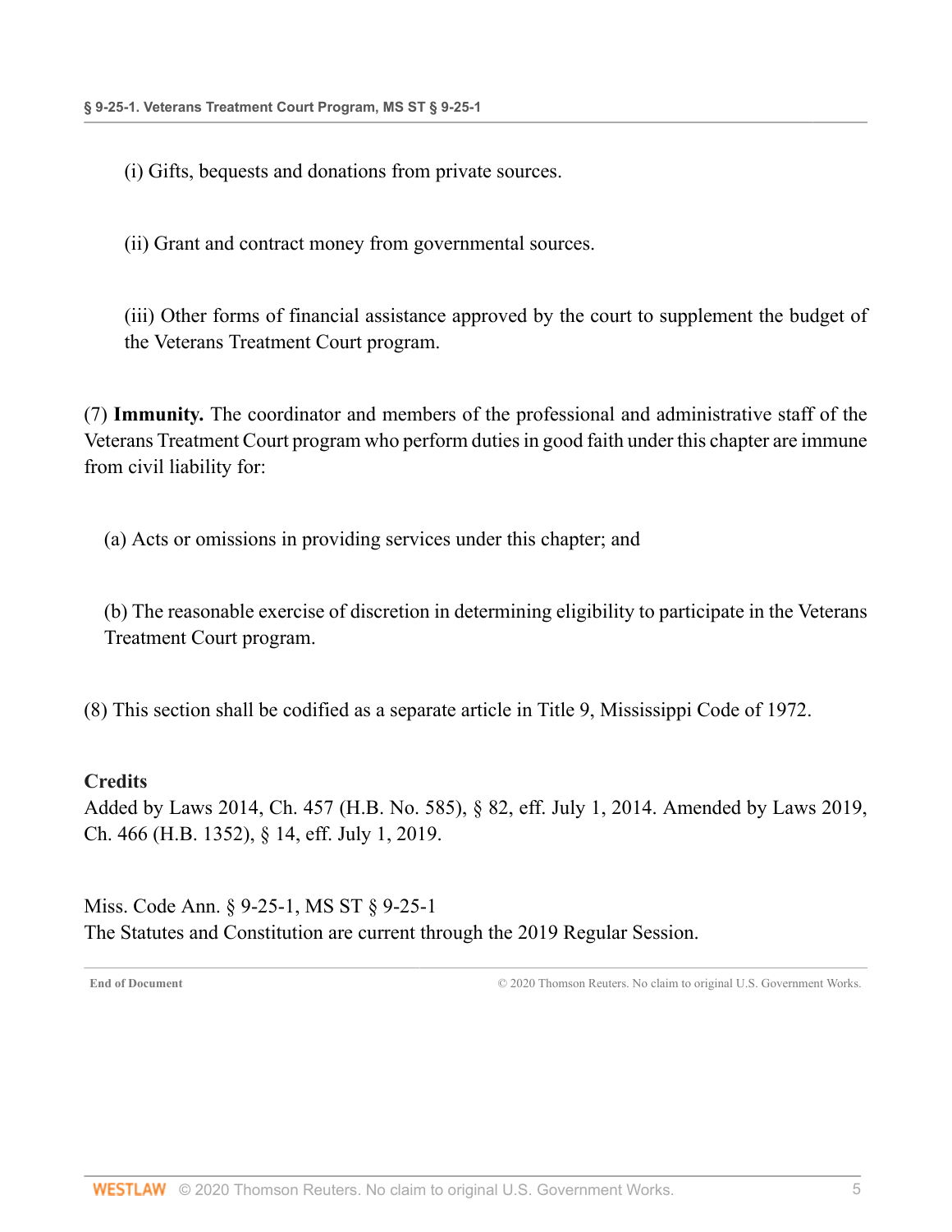(i) Gifts, bequests and donations from private sources.

(ii) Grant and contract money from governmental sources.

(iii) Other forms of financial assistance approved by the court to supplement the budget of the Veterans Treatment Court program.

(7) **Immunity.** The coordinator and members of the professional and administrative staff of the Veterans Treatment Court program who perform duties in good faith under this chapter are immune from civil liability for:

(a) Acts or omissions in providing services under this chapter; and

(b) The reasonable exercise of discretion in determining eligibility to participate in the Veterans Treatment Court program.

(8) This section shall be codified as a separate article in Title 9, Mississippi Code of 1972.

**Credits**

Added by Laws 2014, Ch. 457 (H.B. No. 585), § 82, eff. July 1, 2014. Amended by Laws 2019, Ch. 466 (H.B. 1352), § 14, eff. July 1, 2019.

Miss. Code Ann. § 9-25-1, MS ST § 9-25-1
The Statutes and Constitution are current through the 2019 Regular Session.

End of Document © 2020 Thomson Reuters. No claim to original U.S. Government Works.